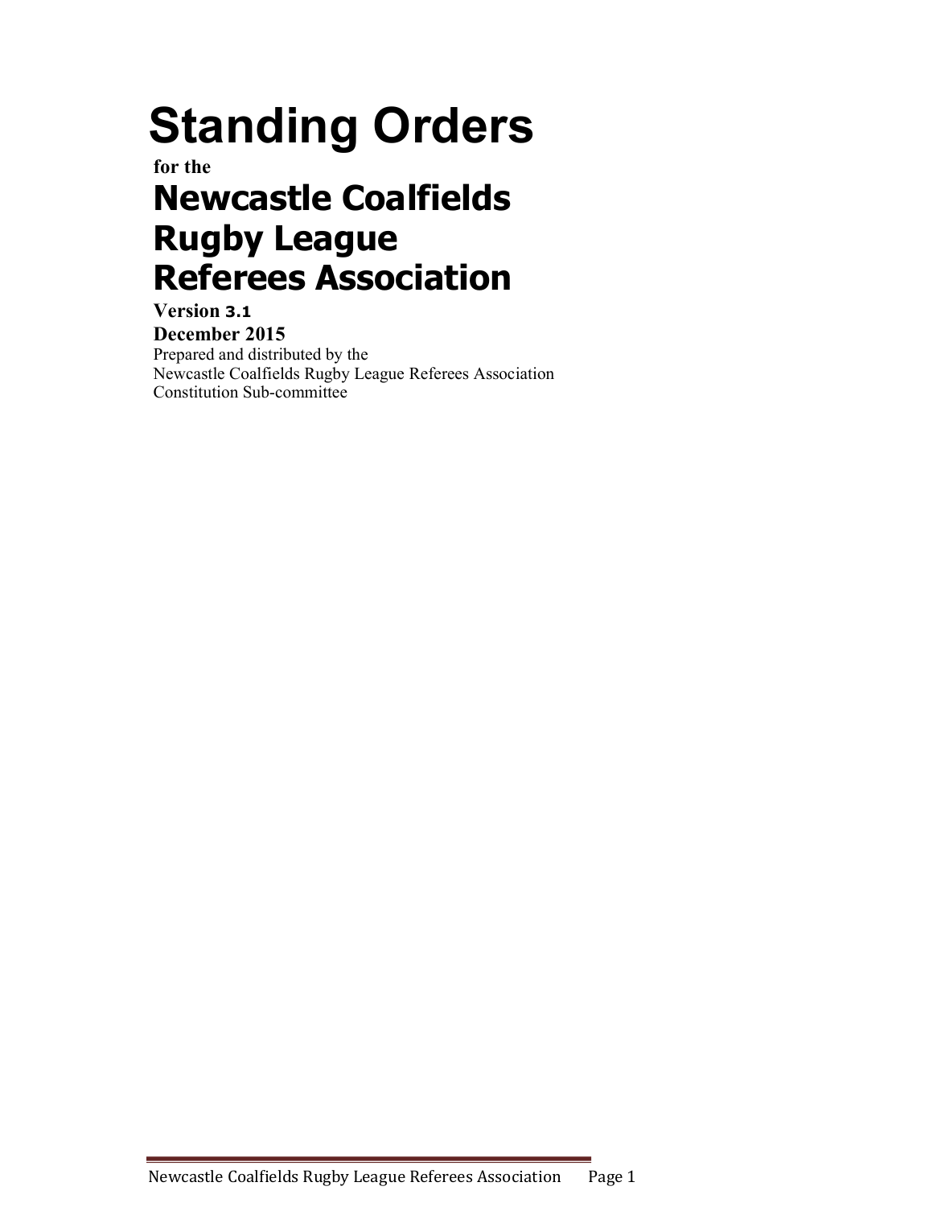# Standing Orders

**for the**

# Newcastle Coalfields Rugby League Referees Association

**Version 3.1**

**December 2015**

Prepared and distributed by the
Newcastle Coalfields Rugby League Referees Association
Constitution Sub-committee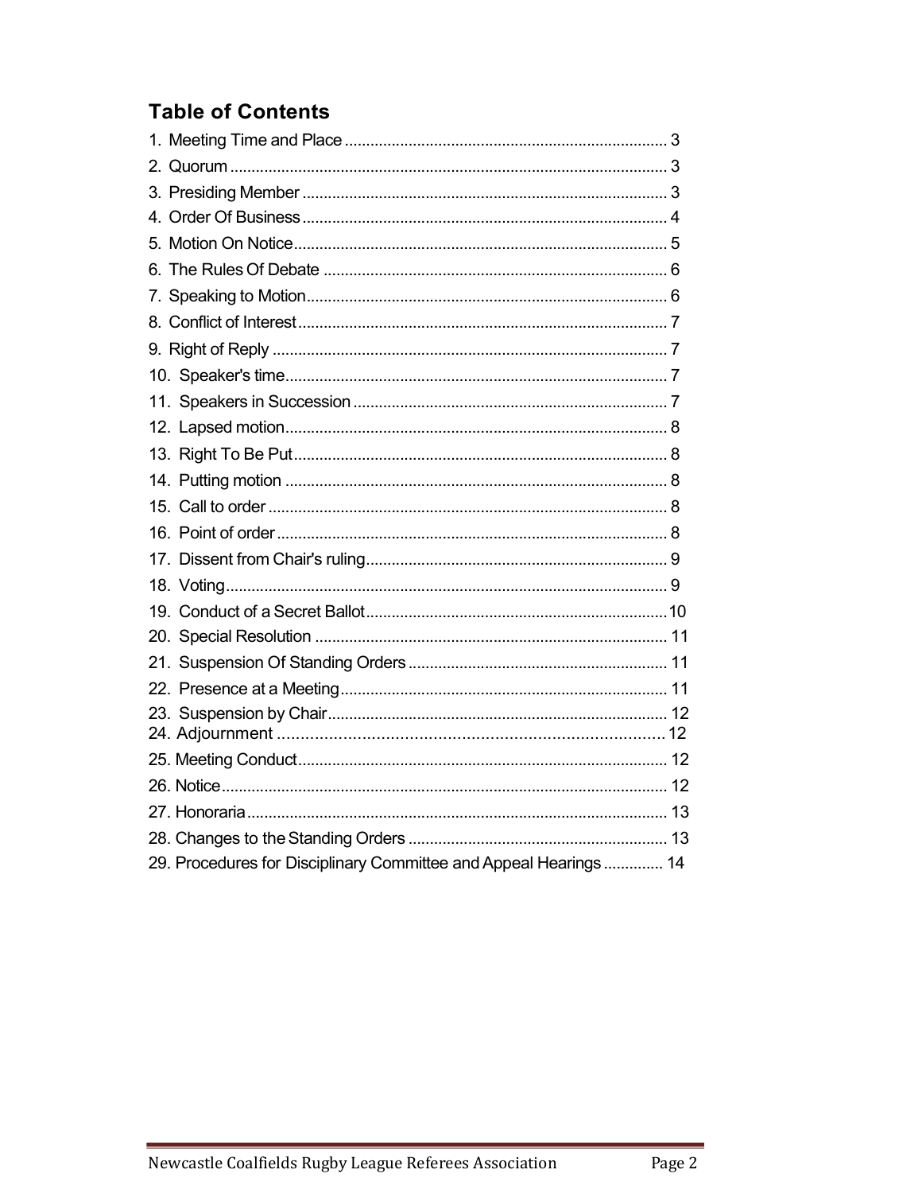## Table of Contents

1. Meeting Time and Place ........................................................................ 3
2. Quorum .................................................................................................. 3
3. Presiding Member ................................................................................. 3
4. Order Of Business ................................................................................. 4
5. Motion On Notice ................................................................................... 5
6. The Rules Of Debate ............................................................................. 6
7. Speaking to Motion ................................................................................ 6
8. Conflict of Interest .................................................................................. 7
9. Right of Reply ........................................................................................ 7
10. Speaker's time ...................................................................................... 7
11. Speakers in Succession ....................................................................... 7
12. Lapsed motion ...................................................................................... 8
13. Right To Be Put .................................................................................... 8
14. Putting motion ...................................................................................... 8
15. Call to order .......................................................................................... 8
16. Point of order ........................................................................................ 8
17. Dissent from Chair's ruling ................................................................... 9
18. Voting .................................................................................................... 9
19. Conduct of a Secret Ballot ................................................................... 10
20. Special Resolution ............................................................................... 11
21. Suspension Of Standing Orders .......................................................... 11
22. Presence at a Meeting ......................................................................... 11
23. Suspension by Chair ............................................................................ 12
24. Adjournment ........................................................................................ 12
25. Meeting Conduct .................................................................................. 12
26. Notice ................................................................................................... 12
27. Honoraria ............................................................................................. 13
28. Changes to the Standing Orders ......................................................... 13
29. Procedures for Disciplinary Committee and Appeal Hearings ............. 14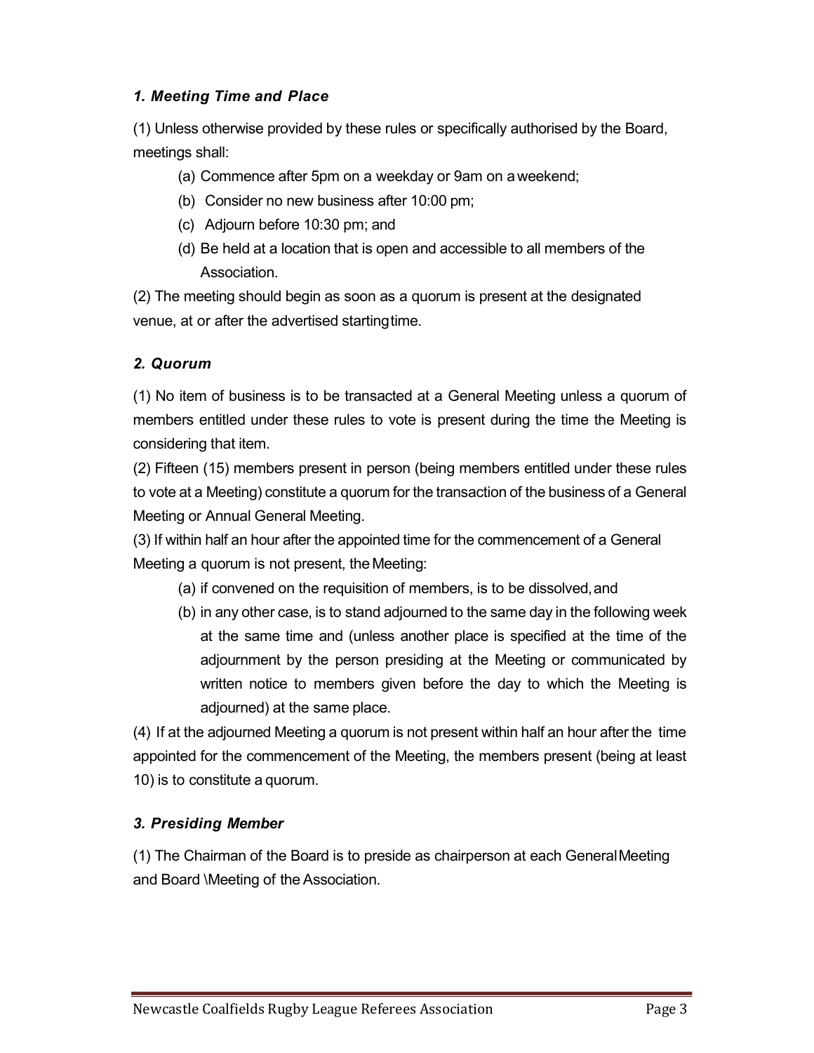### *1. Meeting Time and Place*

(1) Unless otherwise provided by these rules or specifically authorised by the Board, meetings shall:

(a) Commence after 5pm on a weekday or 9am on a weekend;

(b) Consider no new business after 10:00 pm;

(c) Adjourn before 10:30 pm; and

(d) Be held at a location that is open and accessible to all members of the Association.

(2) The meeting should begin as soon as a quorum is present at the designated venue, at or after the advertised starting time.

### *2. Quorum*

(1) No item of business is to be transacted at a General Meeting unless a quorum of members entitled under these rules to vote is present during the time the Meeting is considering that item.

(2) Fifteen (15) members present in person (being members entitled under these rules to vote at a Meeting) constitute a quorum for the transaction of the business of a General Meeting or Annual General Meeting.

(3) If within half an hour after the appointed time for the commencement of a General Meeting a quorum is not present, the Meeting:

(a) if convened on the requisition of members, is to be dissolved, and

(b) in any other case, is to stand adjourned to the same day in the following week at the same time and (unless another place is specified at the time of the adjournment by the person presiding at the Meeting or communicated by written notice to members given before the day to which the Meeting is adjourned) at the same place.

(4) If at the adjourned Meeting a quorum is not present within half an hour after the time appointed for the commencement of the Meeting, the members present (being at least 10) is to constitute a quorum.

### *3. Presiding Member*

(1) The Chairman of the Board is to preside as chairperson at each General Meeting and Board \Meeting of the Association.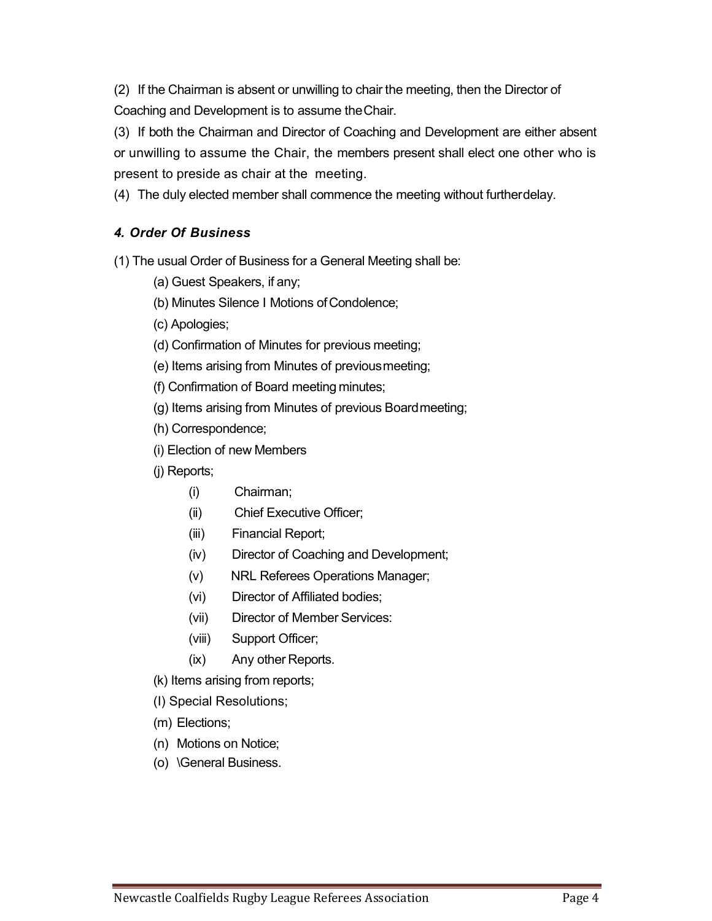(2) If the Chairman is absent or unwilling to chair the meeting, then the Director of Coaching and Development is to assume the Chair.

(3) If both the Chairman and Director of Coaching and Development are either absent or unwilling to assume the Chair, the members present shall elect one other who is present to preside as chair at the meeting.

(4) The duly elected member shall commence the meeting without further delay.

### *4. Order Of Business*

(1) The usual Order of Business for a General Meeting shall be:

- (a) Guest Speakers, if any;
- (b) Minutes Silence I Motions of Condolence;
- (c) Apologies;
- (d) Confirmation of Minutes for previous meeting;
- (e) Items arising from Minutes of previous meeting;
- (f) Confirmation of Board meeting minutes;
- (g) Items arising from Minutes of previous Board meeting;
- (h) Correspondence;
- (i) Election of new Members
- (j) Reports;
  - (i) Chairman;
  - (ii) Chief Executive Officer;
  - (iii) Financial Report;
  - (iv) Director of Coaching and Development;
  - (v) NRL Referees Operations Manager;
  - (vi) Director of Affiliated bodies;
  - (vii) Director of Member Services:
  - (viii) Support Officer;
  - (ix) Any other Reports.
- (k) Items arising from reports;
- (l) Special Resolutions;
- (m) Elections;
- (n) Motions on Notice;
- (o) \General Business.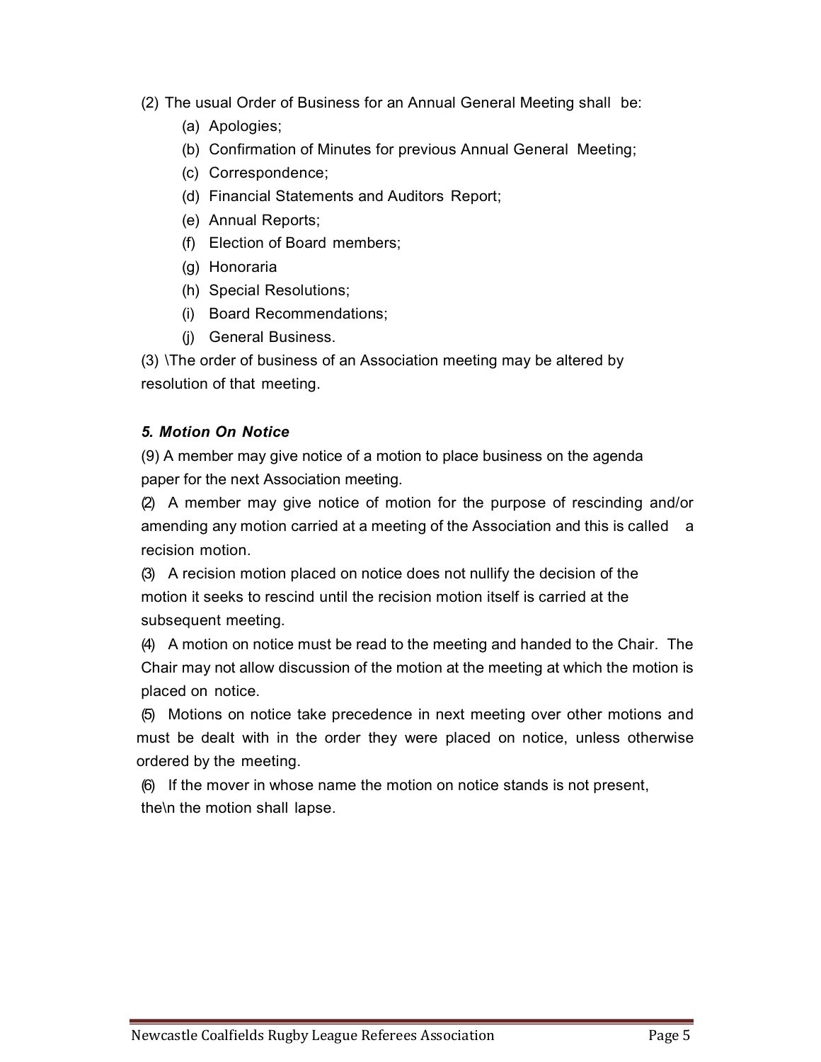(2) The usual Order of Business for an Annual General Meeting shall be:

(a) Apologies;
(b) Confirmation of Minutes for previous Annual General Meeting;
(c) Correspondence;
(d) Financial Statements and Auditors Report;
(e) Annual Reports;
(f) Election of Board members;
(g) Honoraria
(h) Special Resolutions;
(i) Board Recommendations;
(j) General Business.

(3) \The order of business of an Association meeting may be altered by resolution of that meeting.

***5. Motion On Notice***

(9) A member may give notice of a motion to place business on the agenda paper for the next Association meeting.

(2) A member may give notice of motion for the purpose of rescinding and/or amending any motion carried at a meeting of the Association and this is called a recision motion.

(3) A recision motion placed on notice does not nullify the decision of the motion it seeks to rescind until the recision motion itself is carried at the subsequent meeting.

(4) A motion on notice must be read to the meeting and handed to the Chair. The Chair may not allow discussion of the motion at the meeting at which the motion is placed on notice.

(5) Motions on notice take precedence in next meeting over other motions and must be dealt with in the order they were placed on notice, unless otherwise ordered by the meeting.

(6) If the mover in whose name the motion on notice stands is not present, the\n the motion shall lapse.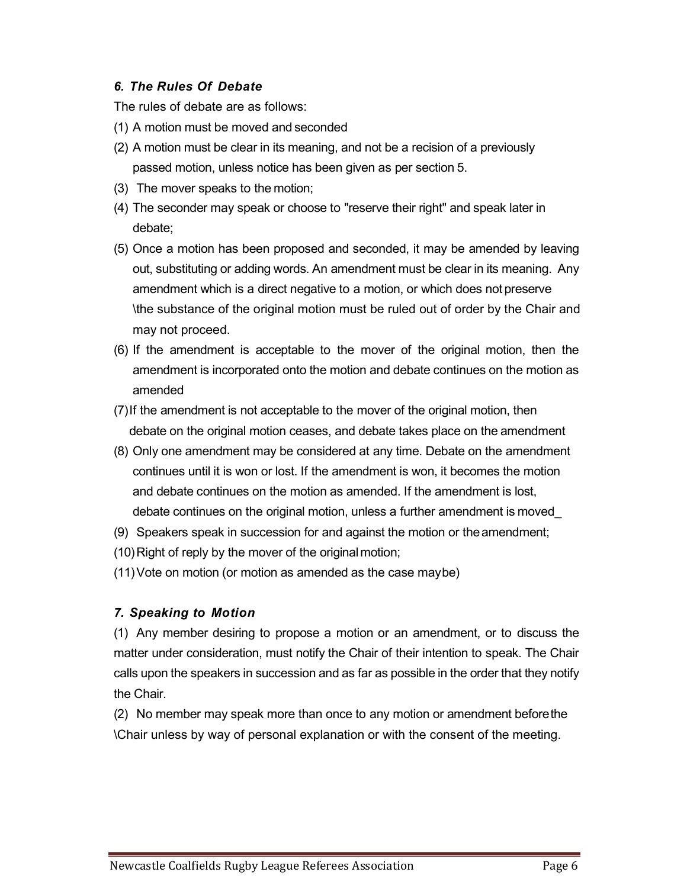### *6. The Rules Of Debate*

The rules of debate are as follows:

(1) A motion must be moved and seconded

(2) A motion must be clear in its meaning, and not be a recision of a previously passed motion, unless notice has been given as per section 5.

(3) The mover speaks to the motion;

(4) The seconder may speak or choose to "reserve their right" and speak later in debate;

(5) Once a motion has been proposed and seconded, it may be amended by leaving out, substituting or adding words. An amendment must be clear in its meaning. Any amendment which is a direct negative to a motion, or which does not preserve \the substance of the original motion must be ruled out of order by the Chair and may not proceed.

(6) If the amendment is acceptable to the mover of the original motion, then the amendment is incorporated onto the motion and debate continues on the motion as amended

(7) If the amendment is not acceptable to the mover of the original motion, then debate on the original motion ceases, and debate takes place on the amendment

(8) Only one amendment may be considered at any time. Debate on the amendment continues until it is won or lost. If the amendment is won, it becomes the motion and debate continues on the motion as amended. If the amendment is lost, debate continues on the original motion, unless a further amendment is moved_

(9) Speakers speak in succession for and against the motion or the amendment;

(10) Right of reply by the mover of the original motion;

(11) Vote on motion (or motion as amended as the case maybe)

### *7. Speaking to Motion*

(1) Any member desiring to propose a motion or an amendment, or to discuss the matter under consideration, must notify the Chair of their intention to speak. The Chair calls upon the speakers in succession and as far as possible in the order that they notify the Chair.

(2) No member may speak more than once to any motion or amendment before the \Chair unless by way of personal explanation or with the consent of the meeting.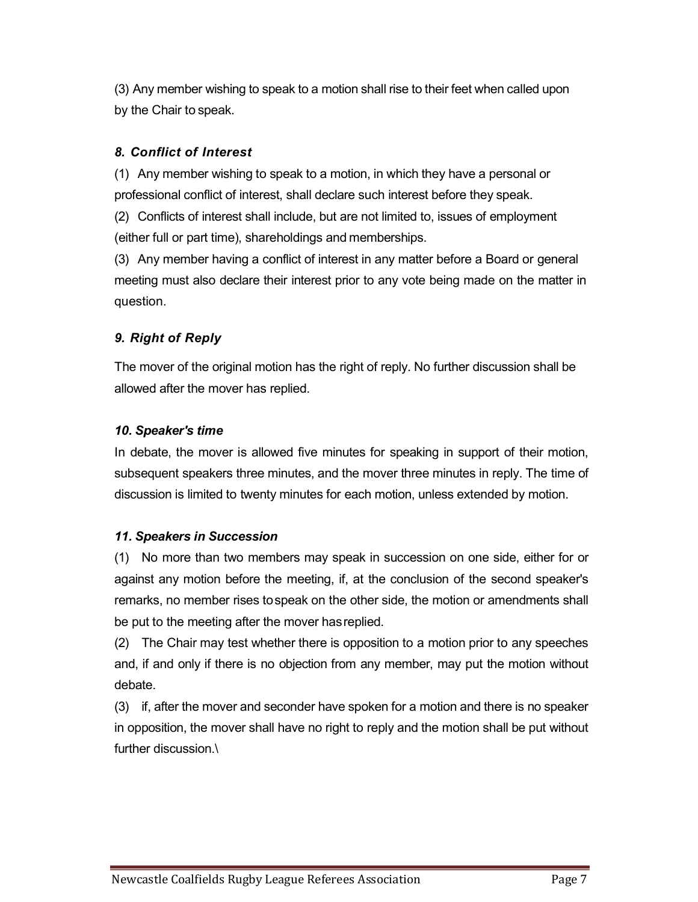(3) Any member wishing to speak to a motion shall rise to their feet when called upon by the Chair to speak.

### *8. Conflict of Interest*

(1) Any member wishing to speak to a motion, in which they have a personal or professional conflict of interest, shall declare such interest before they speak.

(2) Conflicts of interest shall include, but are not limited to, issues of employment (either full or part time), shareholdings and memberships.

(3) Any member having a conflict of interest in any matter before a Board or general meeting must also declare their interest prior to any vote being made on the matter in question.

### *9. Right of Reply*

The mover of the original motion has the right of reply. No further discussion shall be allowed after the mover has replied.

### *10. Speaker's time*

In debate, the mover is allowed five minutes for speaking in support of their motion, subsequent speakers three minutes, and the mover three minutes in reply. The time of discussion is limited to twenty minutes for each motion, unless extended by motion.

### *11. Speakers in Succession*

(1) No more than two members may speak in succession on one side, either for or against any motion before the meeting, if, at the conclusion of the second speaker's remarks, no member rises to speak on the other side, the motion or amendments shall be put to the meeting after the mover has replied.

(2) The Chair may test whether there is opposition to a motion prior to any speeches and, if and only if there is no objection from any member, may put the motion without debate.

(3) if, after the mover and seconder have spoken for a motion and there is no speaker in opposition, the mover shall have no right to reply and the motion shall be put without further discussion.\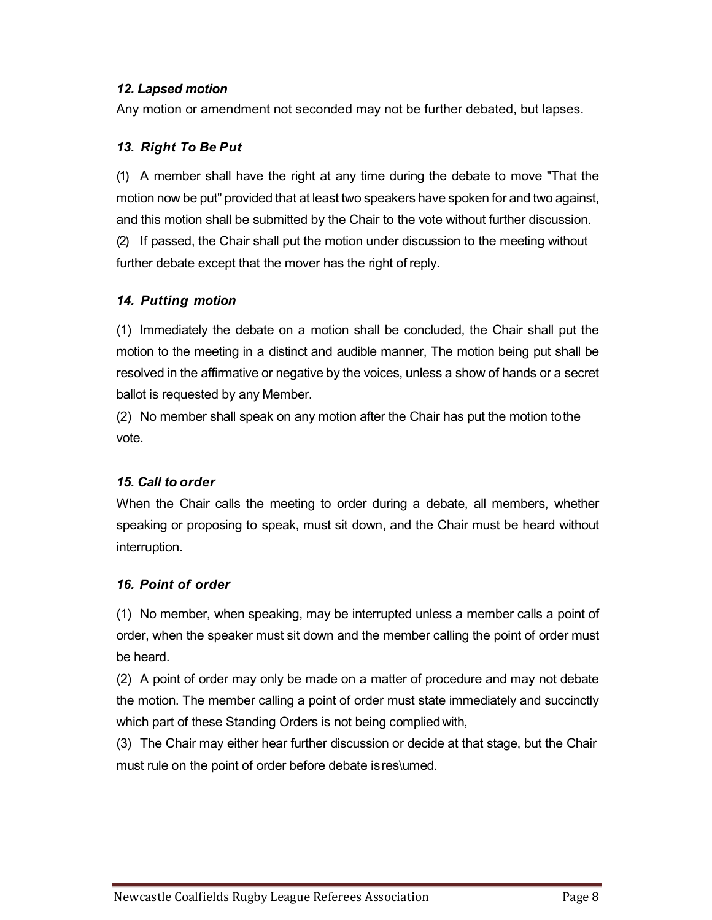### *12. Lapsed motion*

Any motion or amendment not seconded may not be further debated, but lapses.

### *13. Right To Be Put*

(1) A member shall have the right at any time during the debate to move "That the motion now be put" provided that at least two speakers have spoken for and two against, and this motion shall be submitted by the Chair to the vote without further discussion.
(2) If passed, the Chair shall put the motion under discussion to the meeting without further debate except that the mover has the right of reply.

### *14. Putting motion*

(1) Immediately the debate on a motion shall be concluded, the Chair shall put the motion to the meeting in a distinct and audible manner, The motion being put shall be resolved in the affirmative or negative by the voices, unless a show of hands or a secret ballot is requested by any Member.
(2) No member shall speak on any motion after the Chair has put the motion to the vote.

### *15. Call to order*

When the Chair calls the meeting to order during a debate, all members, whether speaking or proposing to speak, must sit down, and the Chair must be heard without interruption.

### *16. Point of order*

(1) No member, when speaking, may be interrupted unless a member calls a point of order, when the speaker must sit down and the member calling the point of order must be heard.
(2) A point of order may only be made on a matter of procedure and may not debate the motion. The member calling a point of order must state immediately and succinctly which part of these Standing Orders is not being complied with,
(3) The Chair may either hear further discussion or decide at that stage, but the Chair must rule on the point of order before debate is res\umed.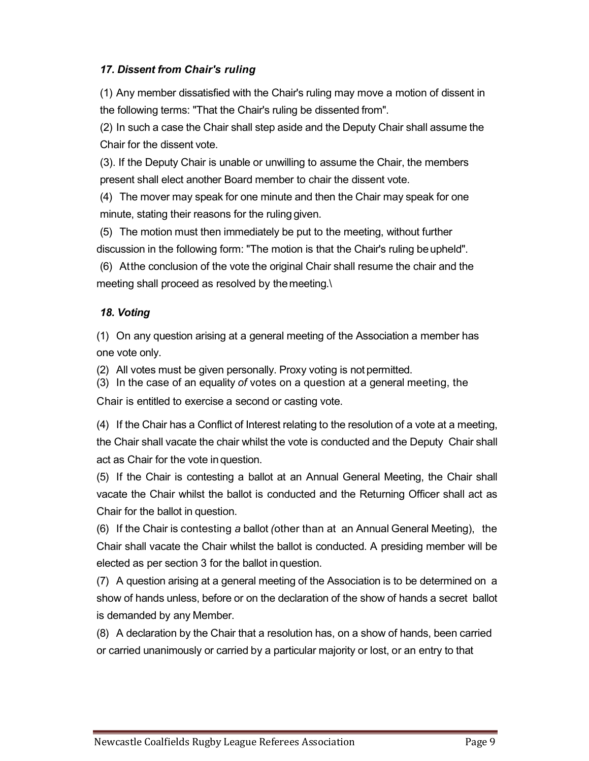### *17. Dissent from Chair's ruling*

(1) Any member dissatisfied with the Chair's ruling may move a motion of dissent in the following terms: "That the Chair's ruling be dissented from".

(2) In such a case the Chair shall step aside and the Deputy Chair shall assume the Chair for the dissent vote.

(3). If the Deputy Chair is unable or unwilling to assume the Chair, the members present shall elect another Board member to chair the dissent vote.

(4) The mover may speak for one minute and then the Chair may speak for one minute, stating their reasons for the ruling given.

(5) The motion must then immediately be put to the meeting, without further discussion in the following form: "The motion is that the Chair's ruling be upheld".

(6) At the conclusion of the vote the original Chair shall resume the chair and the meeting shall proceed as resolved by the meeting.\

### *18. Voting*

(1) On any question arising at a general meeting of the Association a member has one vote only.

(2) All votes must be given personally. Proxy voting is not permitted.

(3) In the case of an equality *of* votes on a question at a general meeting, the Chair is entitled to exercise a second or casting vote.

(4) If the Chair has a Conflict of Interest relating to the resolution of a vote at a meeting, the Chair shall vacate the chair whilst the vote is conducted and the Deputy Chair shall act as Chair for the vote in question.

(5) If the Chair is contesting a ballot at an Annual General Meeting, the Chair shall vacate the Chair whilst the ballot is conducted and the Returning Officer shall act as Chair for the ballot in question.

(6) If the Chair is contesting *a* ballot *(*other than at an Annual General Meeting), the Chair shall vacate the Chair whilst the ballot is conducted. A presiding member will be elected as per section 3 for the ballot in question.

(7) A question arising at a general meeting of the Association is to be determined on a show of hands unless, before or on the declaration of the show of hands a secret ballot is demanded by any Member.

(8) A declaration by the Chair that a resolution has, on a show of hands, been carried or carried unanimously or carried by a particular majority or lost, or an entry to that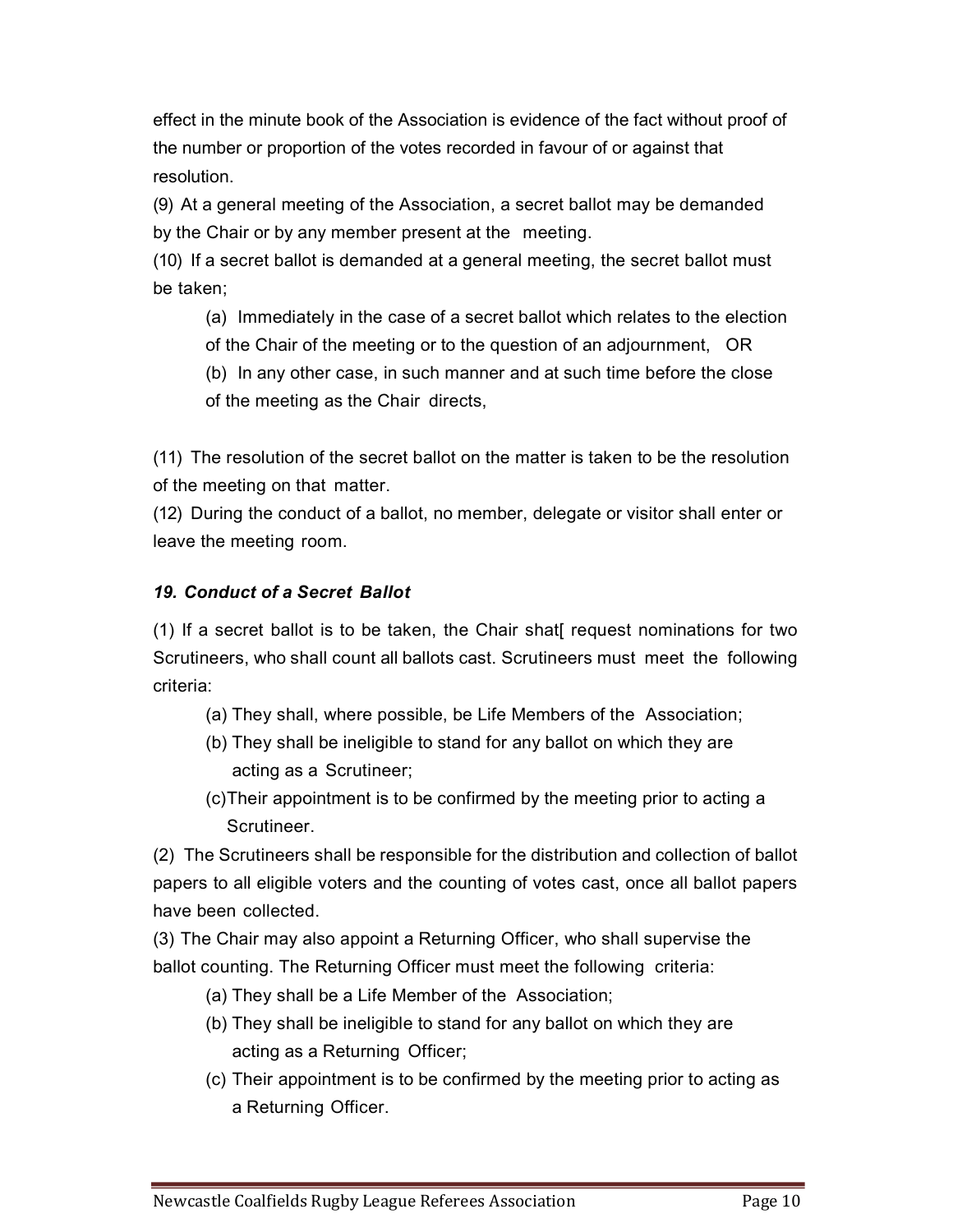effect in the minute book of the Association is evidence of the fact without proof of the number or proportion of the votes recorded in favour of or against that resolution.

(9) At a general meeting of the Association, a secret ballot may be demanded by the Chair or by any member present at the meeting.

(10) If a secret ballot is demanded at a general meeting, the secret ballot must be taken;

> (a) Immediately in the case of a secret ballot which relates to the election of the Chair of the meeting or to the question of an adjournment, OR
>
> (b) In any other case, in such manner and at such time before the close of the meeting as the Chair directs,

(11) The resolution of the secret ballot on the matter is taken to be the resolution of the meeting on that matter.

(12) During the conduct of a ballot, no member, delegate or visitor shall enter or leave the meeting room.

### *19. Conduct of a Secret Ballot*

(1) If a secret ballot is to be taken, the Chair shat[ request nominations for two Scrutineers, who shall count all ballots cast. Scrutineers must meet the following criteria:

> (a) They shall, where possible, be Life Members of the Association;
>
> (b) They shall be ineligible to stand for any ballot on which they are acting as a Scrutineer;
>
> (c)Their appointment is to be confirmed by the meeting prior to acting a Scrutineer.

(2) The Scrutineers shall be responsible for the distribution and collection of ballot papers to all eligible voters and the counting of votes cast, once all ballot papers have been collected.

(3) The Chair may also appoint a Returning Officer, who shall supervise the ballot counting. The Returning Officer must meet the following criteria:

> (a) They shall be a Life Member of the Association;
>
> (b) They shall be ineligible to stand for any ballot on which they are acting as a Returning Officer;
>
> (c) Their appointment is to be confirmed by the meeting prior to acting as a Returning Officer.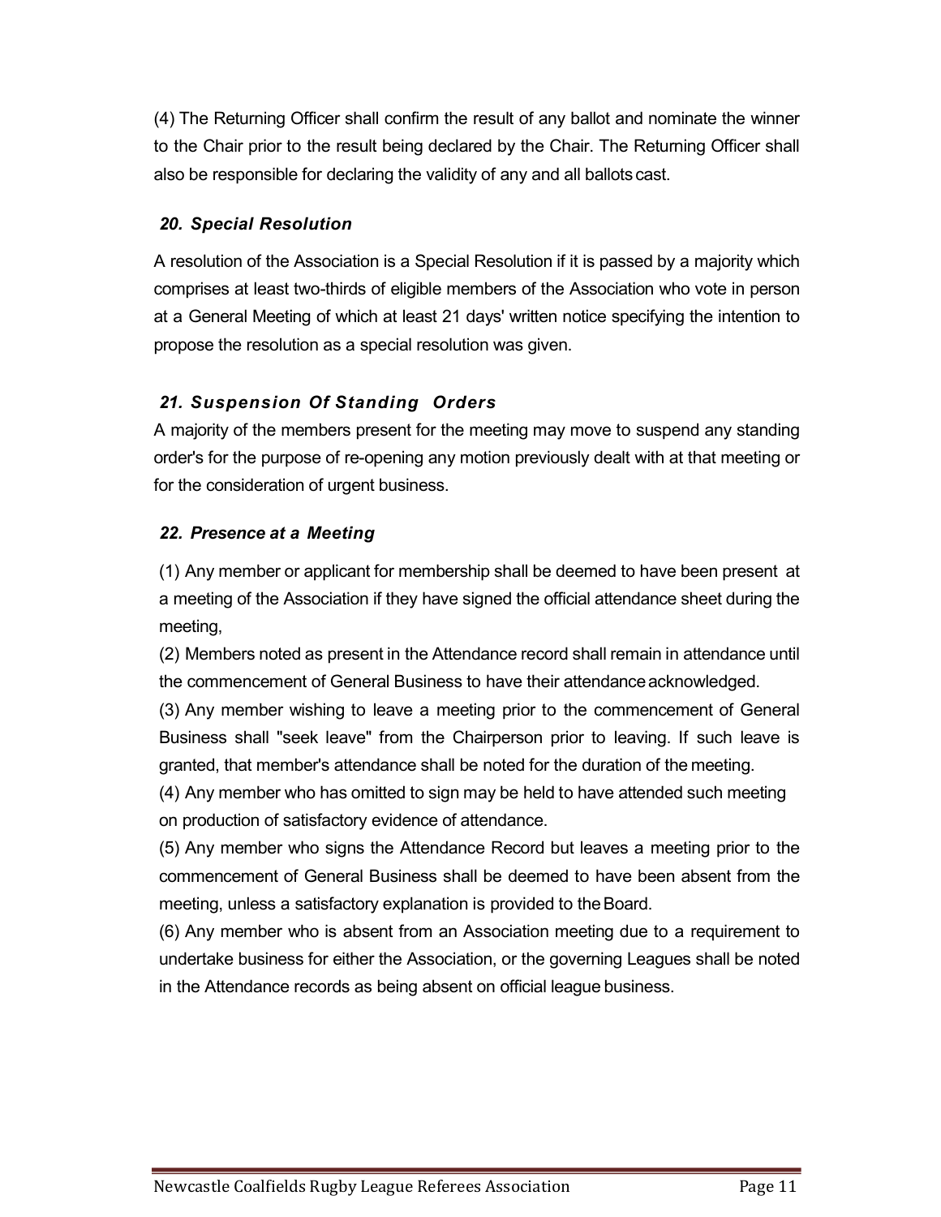(4) The Returning Officer shall confirm the result of any ballot and nominate the winner to the Chair prior to the result being declared by the Chair. The Returning Officer shall also be responsible for declaring the validity of any and all ballots cast.

### *20. Special Resolution*

A resolution of the Association is a Special Resolution if it is passed by a majority which comprises at least two-thirds of eligible members of the Association who vote in person at a General Meeting of which at least 21 days' written notice specifying the intention to propose the resolution as a special resolution was given.

### *21. Suspension Of Standing Orders*

A majority of the members present for the meeting may move to suspend any standing order's for the purpose of re-opening any motion previously dealt with at that meeting or for the consideration of urgent business.

### *22. Presence at a Meeting*

(1) Any member or applicant for membership shall be deemed to have been present at a meeting of the Association if they have signed the official attendance sheet during the meeting,

(2) Members noted as present in the Attendance record shall remain in attendance until the commencement of General Business to have their attendance acknowledged.

(3) Any member wishing to leave a meeting prior to the commencement of General Business shall "seek leave" from the Chairperson prior to leaving. If such leave is granted, that member's attendance shall be noted for the duration of the meeting.

(4) Any member who has omitted to sign may be held to have attended such meeting on production of satisfactory evidence of attendance.

(5) Any member who signs the Attendance Record but leaves a meeting prior to the commencement of General Business shall be deemed to have been absent from the meeting, unless a satisfactory explanation is provided to the Board.

(6) Any member who is absent from an Association meeting due to a requirement to undertake business for either the Association, or the governing Leagues shall be noted in the Attendance records as being absent on official league business.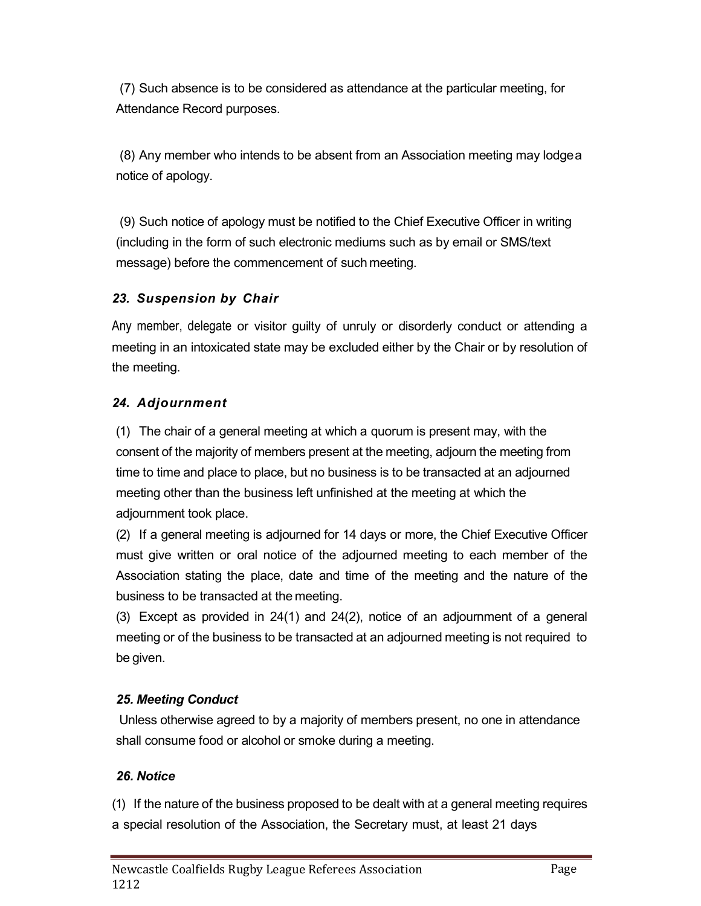(7) Such absence is to be considered as attendance at the particular meeting, for Attendance Record purposes.

(8) Any member who intends to be absent from an Association meeting may lodge a notice of apology.

(9) Such notice of apology must be notified to the Chief Executive Officer in writing (including in the form of such electronic mediums such as by email or SMS/text message) before the commencement of such meeting.

### *23. Suspension by Chair*

Any member, delegate or visitor guilty of unruly or disorderly conduct or attending a meeting in an intoxicated state may be excluded either by the Chair or by resolution of the meeting.

### *24. Adjournment*

(1) The chair of a general meeting at which a quorum is present may, with the consent of the majority of members present at the meeting, adjourn the meeting from time to time and place to place, but no business is to be transacted at an adjourned meeting other than the business left unfinished at the meeting at which the adjournment took place.

(2) If a general meeting is adjourned for 14 days or more, the Chief Executive Officer must give written or oral notice of the adjourned meeting to each member of the Association stating the place, date and time of the meeting and the nature of the business to be transacted at the meeting.

(3) Except as provided in 24(1) and 24(2), notice of an adjournment of a general meeting or of the business to be transacted at an adjourned meeting is not required to be given.

### *25. Meeting Conduct*

Unless otherwise agreed to by a majority of members present, no one in attendance shall consume food or alcohol or smoke during a meeting.

### *26. Notice*

(1) If the nature of the business proposed to be dealt with at a general meeting requires a special resolution of the Association, the Secretary must, at least 21 days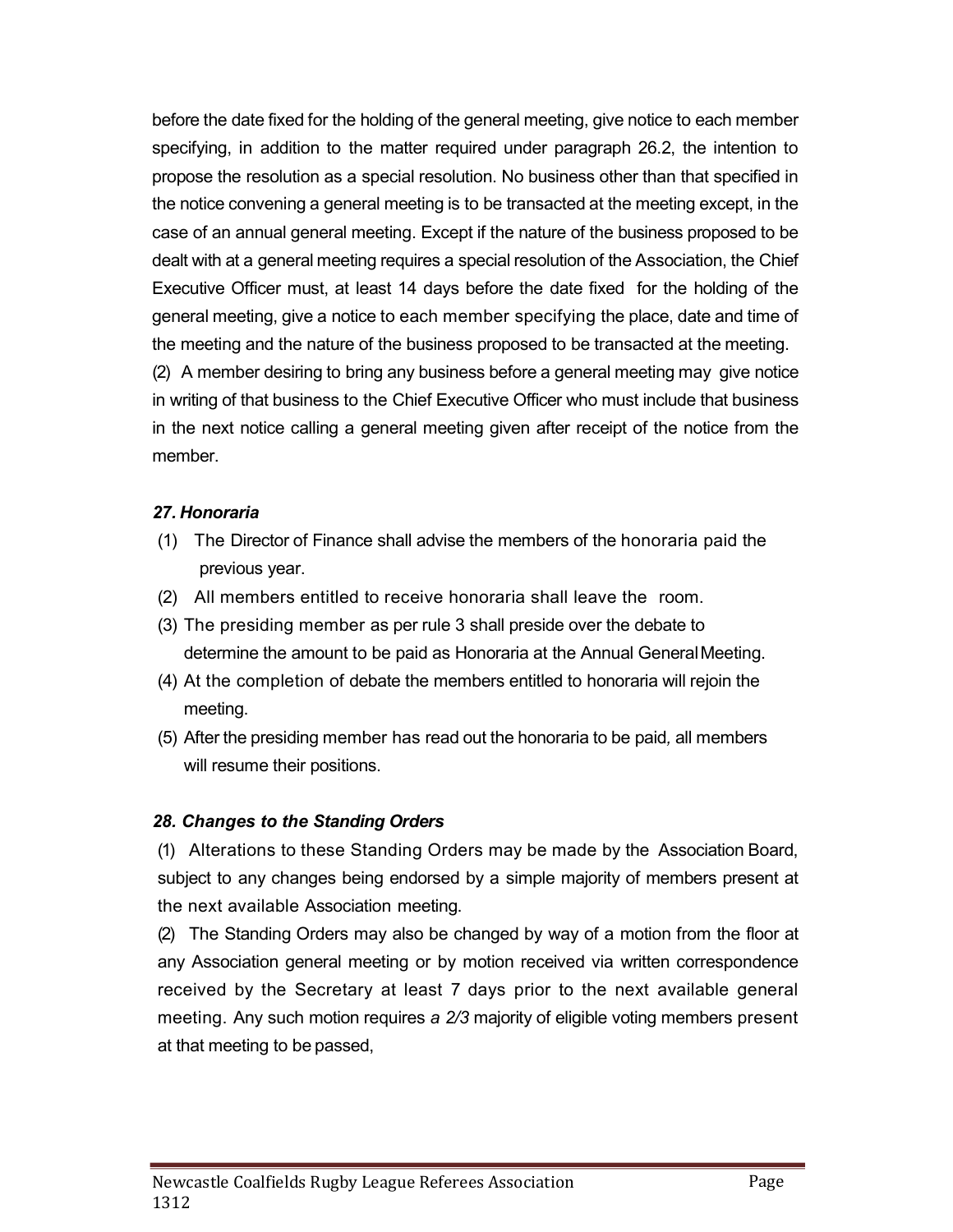before the date fixed for the holding of the general meeting, give notice to each member specifying, in addition to the matter required under paragraph 26.2, the intention to propose the resolution as a special resolution. No business other than that specified in the notice convening a general meeting is to be transacted at the meeting except, in the case of an annual general meeting. Except if the nature of the business proposed to be dealt with at a general meeting requires a special resolution of the Association, the Chief Executive Officer must, at least 14 days before the date fixed for the holding of the general meeting, give a notice to each member specifying the place, date and time of the meeting and the nature of the business proposed to be transacted at the meeting.

(2) A member desiring to bring any business before a general meeting may give notice in writing of that business to the Chief Executive Officer who must include that business in the next notice calling a general meeting given after receipt of the notice from the member.

### *27. Honoraria*

(1) The Director of Finance shall advise the members of the honoraria paid the previous year.

(2) All members entitled to receive honoraria shall leave the room.

(3) The presiding member as per rule 3 shall preside over the debate to determine the amount to be paid as Honoraria at the Annual General Meeting.

(4) At the completion of debate the members entitled to honoraria will rejoin the meeting.

(5) After the presiding member has read out the honoraria to be paid, all members will resume their positions.

### *28. Changes to the Standing Orders*

(1) Alterations to these Standing Orders may be made by the Association Board, subject to any changes being endorsed by a simple majority of members present at the next available Association meeting.

(2) The Standing Orders may also be changed by way of a motion from the floor at any Association general meeting or by motion received via written correspondence received by the Secretary at least 7 days prior to the next available general meeting. Any such motion requires *a 2/3* majority of eligible voting members present at that meeting to be passed,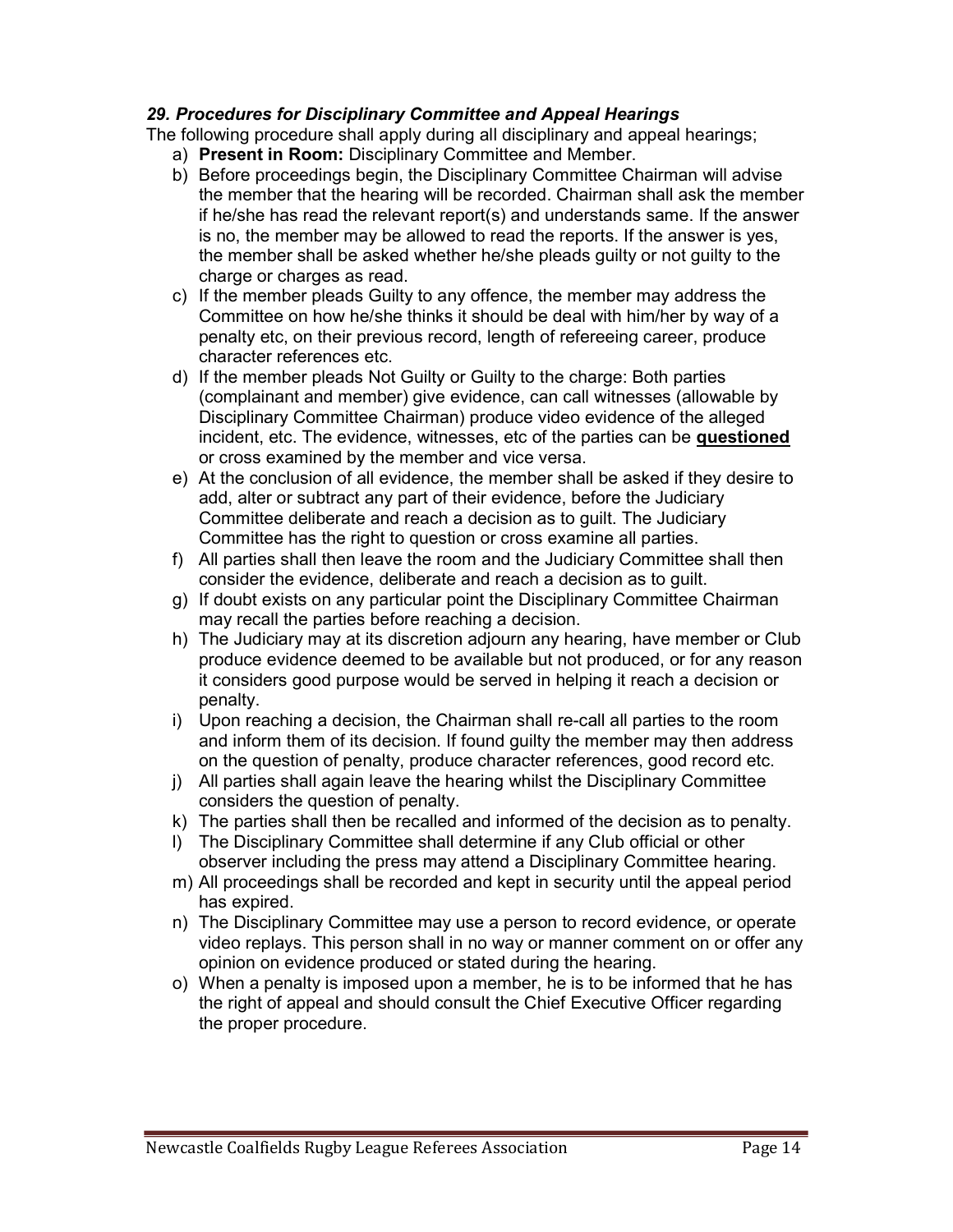### *29. Procedures for Disciplinary Committee and Appeal Hearings*

The following procedure shall apply during all disciplinary and appeal hearings;

a) **Present in Room:** Disciplinary Committee and Member.
b) Before proceedings begin, the Disciplinary Committee Chairman will advise the member that the hearing will be recorded. Chairman shall ask the member if he/she has read the relevant report(s) and understands same. If the answer is no, the member may be allowed to read the reports. If the answer is yes, the member shall be asked whether he/she pleads guilty or not guilty to the charge or charges as read.
c) If the member pleads Guilty to any offence, the member may address the Committee on how he/she thinks it should be deal with him/her by way of a penalty etc, on their previous record, length of refereeing career, produce character references etc.
d) If the member pleads Not Guilty or Guilty to the charge: Both parties (complainant and member) give evidence, can call witnesses (allowable by Disciplinary Committee Chairman) produce video evidence of the alleged incident, etc. The evidence, witnesses, etc of the parties can be <u>**questioned**</u> or cross examined by the member and vice versa.
e) At the conclusion of all evidence, the member shall be asked if they desire to add, alter or subtract any part of their evidence, before the Judiciary Committee deliberate and reach a decision as to guilt. The Judiciary Committee has the right to question or cross examine all parties.
f) All parties shall then leave the room and the Judiciary Committee shall then consider the evidence, deliberate and reach a decision as to guilt.
g) If doubt exists on any particular point the Disciplinary Committee Chairman may recall the parties before reaching a decision.
h) The Judiciary may at its discretion adjourn any hearing, have member or Club produce evidence deemed to be available but not produced, or for any reason it considers good purpose would be served in helping it reach a decision or penalty.
i) Upon reaching a decision, the Chairman shall re-call all parties to the room and inform them of its decision. If found guilty the member may then address on the question of penalty, produce character references, good record etc.
j) All parties shall again leave the hearing whilst the Disciplinary Committee considers the question of penalty.
k) The parties shall then be recalled and informed of the decision as to penalty.
l) The Disciplinary Committee shall determine if any Club official or other observer including the press may attend a Disciplinary Committee hearing.
m) All proceedings shall be recorded and kept in security until the appeal period has expired.
n) The Disciplinary Committee may use a person to record evidence, or operate video replays. This person shall in no way or manner comment on or offer any opinion on evidence produced or stated during the hearing.
o) When a penalty is imposed upon a member, he is to be informed that he has the right of appeal and should consult the Chief Executive Officer regarding the proper procedure.